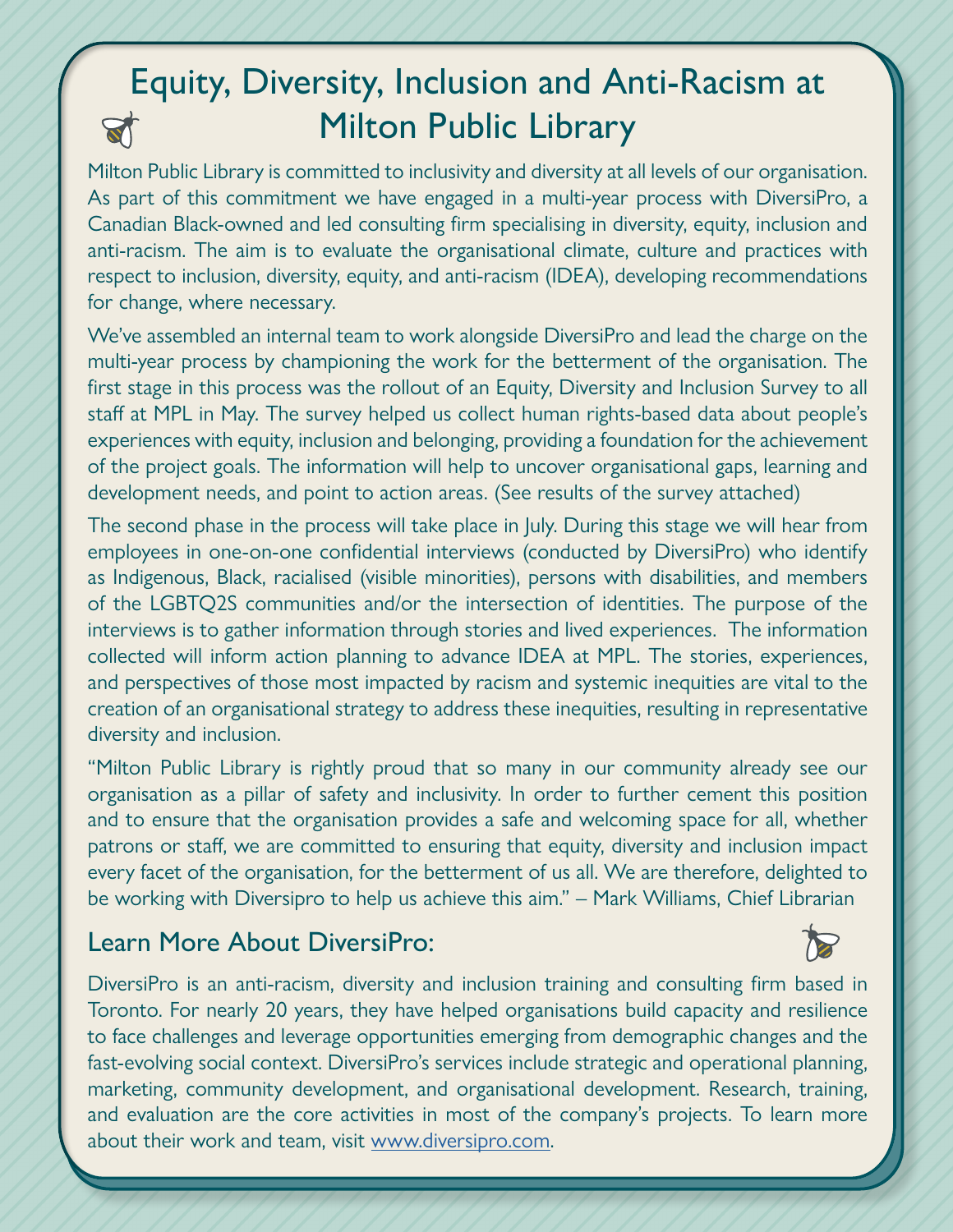# Equity, Diversity, Inclusion and Anti-Racism at Milton Public Library

Milton Public Library is committed to inclusivity and diversity at all levels of our organisation. As part of this commitment we have engaged in a multi-year process with DiversiPro, a Canadian Black-owned and led consulting firm specialising in diversity, equity, inclusion and anti-racism. The aim is to evaluate the organisational climate, culture and practices with respect to inclusion, diversity, equity, and anti-racism (IDEA), developing recommendations for change, where necessary.

We've assembled an internal team to work alongside DiversiPro and lead the charge on the multi-year process by championing the work for the betterment of the organisation. The first stage in this process was the rollout of an Equity, Diversity and Inclusion Survey to all staff at MPL in May. The survey helped us collect human rights-based data about people's experiences with equity, inclusion and belonging, providing a foundation for the achievement of the project goals. The information will help to uncover organisational gaps, learning and development needs, and point to action areas. (See results of the survey attached)

The second phase in the process will take place in July. During this stage we will hear from employees in one-on-one confidential interviews (conducted by DiversiPro) who identify as Indigenous, Black, racialised (visible minorities), persons with disabilities, and members of the LGBTQ2S communities and/or the intersection of identities. The purpose of the interviews is to gather information through stories and lived experiences. The information collected will inform action planning to advance IDEA at MPL. The stories, experiences, and perspectives of those most impacted by racism and systemic inequities are vital to the creation of an organisational strategy to address these inequities, resulting in representative diversity and inclusion.

"Milton Public Library is rightly proud that so many in our community already see our organisation as a pillar of safety and inclusivity. In order to further cement this position and to ensure that the organisation provides a safe and welcoming space for all, whether patrons or staff, we are committed to ensuring that equity, diversity and inclusion impact every facet of the organisation, for the betterment of us all. We are therefore, delighted to be working with Diversipro to help us achieve this aim." – Mark Williams, Chief Librarian

## Learn More About DiversiPro:

DiversiPro is an anti-racism, diversity and inclusion training and consulting firm based in Toronto. For nearly 20 years, they have helped organisations build capacity and resilience to face challenges and leverage opportunities emerging from demographic changes and the fast-evolving social context. DiversiPro's services include strategic and operational planning, marketing, community development, and organisational development. Research, training, and evaluation are the core activities in most of the company's projects. To learn more about their work and team, visit www.diversipro.com.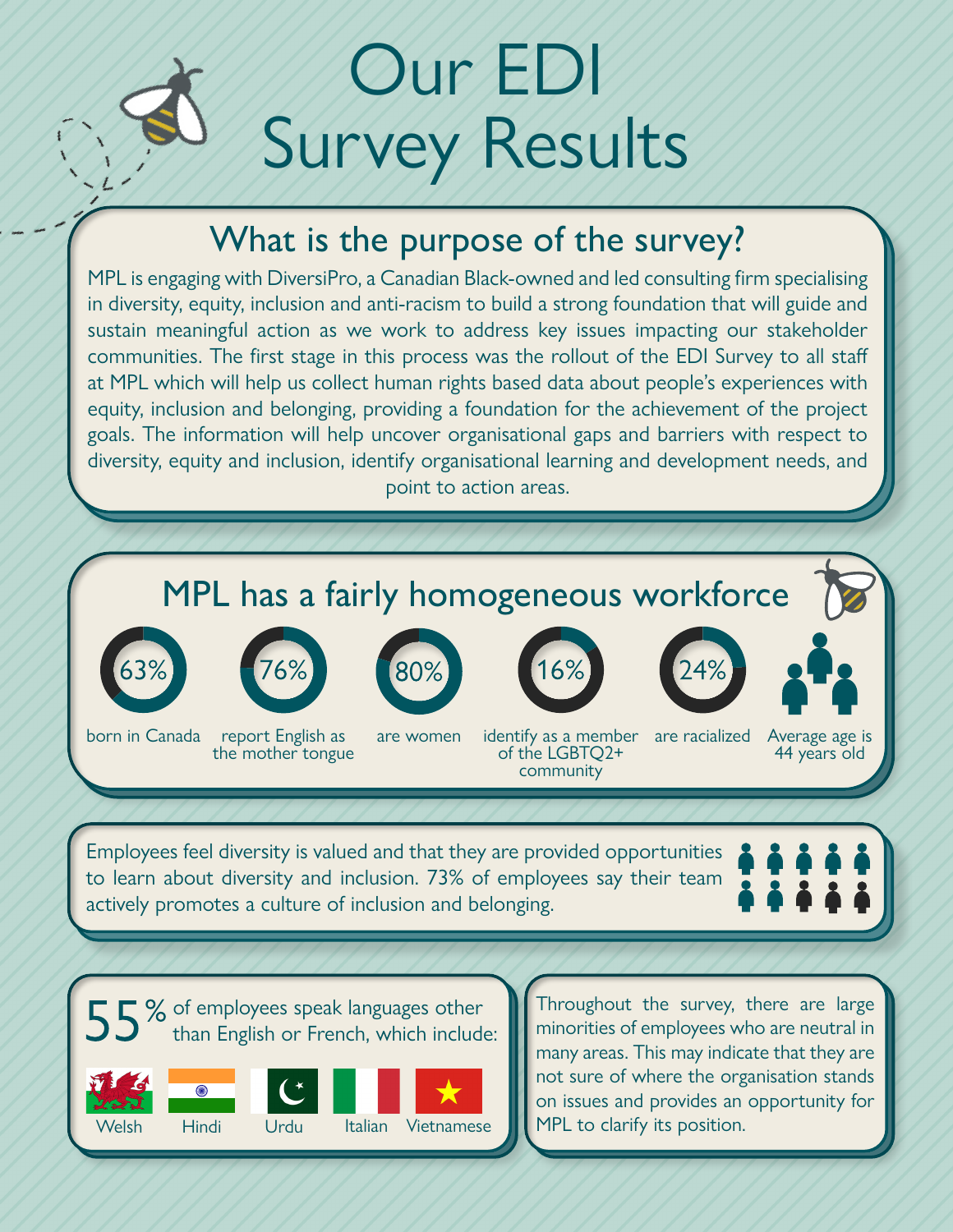# Our EDI Survey Results

## What is the purpose of the survey?

MPL is engaging with DiversiPro, a Canadian Black-owned and led consulting firm specialising in diversity, equity, inclusion and anti-racism to build a strong foundation that will guide and sustain meaningful action as we work to address key issues impacting our stakeholder communities. The first stage in this process was the rollout of the EDI Survey to all staff at MPL which will help us collect human rights based data about people's experiences with equity, inclusion and belonging, providing a foundation for the achievement of the project goals. The information will help uncover organisational gaps and barriers with respect to diversity, equity and inclusion, identify organisational learning and development needs, and point to action areas.

## MPL has a fairly homogeneous workforce

- **63%** born in Canada
- **76%** report English as the mother tongue
- **80%** are women
- **16%** identify as a member of the LGBTQ2+ community
- **24%** are racialized
- Average age is 44 years old

Employees feel diversity is valued and that they are provided opportunities to learn about diversity and inclusion. 73% of employees say their team actively promotes a culture of inclusion and belonging.

**55%** of employees speak languages other than English or French, which include:

- Welsh
- Hindi
- Urdu
- Italian
- Vietnamese

Throughout the survey, there are large minorities of employees who are neutral in many areas. This may indicate that they are not sure of where the organisation stands on issues and provides an opportunity for MPL to clarify its position.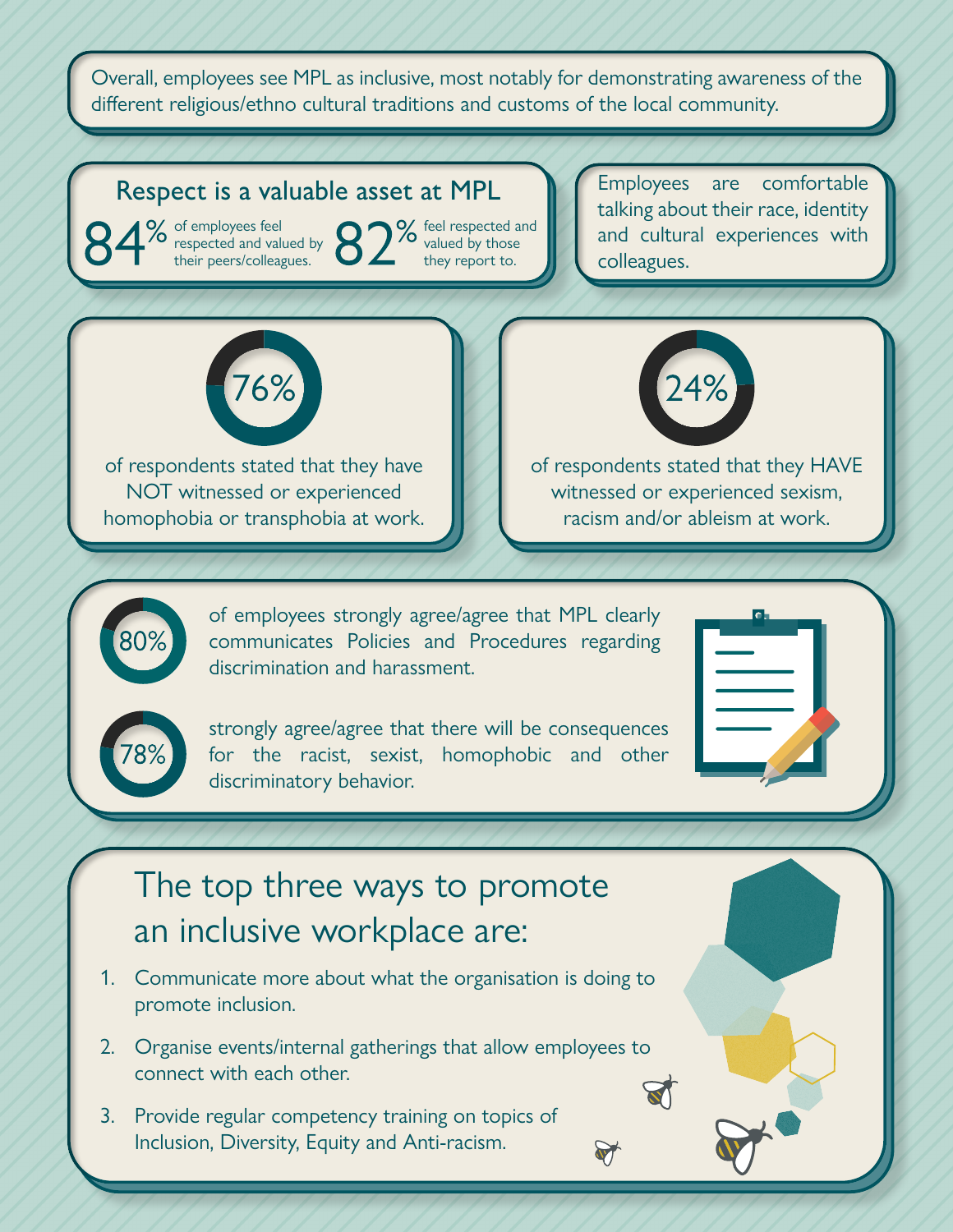Overall, employees see MPL as inclusive, most notably for demonstrating awareness of the different religious/ethno cultural traditions and customs of the local community.

## Respect is a valuable asset at MPL

**84%** of employees feel respected and valued by their peers/colleagues.

**82%** feel respected and valued by those they report to.

Employees are comfortable talking about their race, identity and cultural experiences with colleagues.

**76%**

of respondents stated that they have NOT witnessed or experienced homophobia or transphobia at work.

**24%**

of respondents stated that they HAVE witnessed or experienced sexism, racism and/or ableism at work.

**80%**

of employees strongly agree/agree that MPL clearly communicates Policies and Procedures regarding discrimination and harassment.

**78%**

strongly agree/agree that there will be consequences for the racist, sexist, homophobic and other discriminatory behavior.

## The top three ways to promote an inclusive workplace are:

1. Communicate more about what the organisation is doing to promote inclusion.
2. Organise events/internal gatherings that allow employees to connect with each other.
3. Provide regular competency training on topics of Inclusion, Diversity, Equity and Anti-racism.